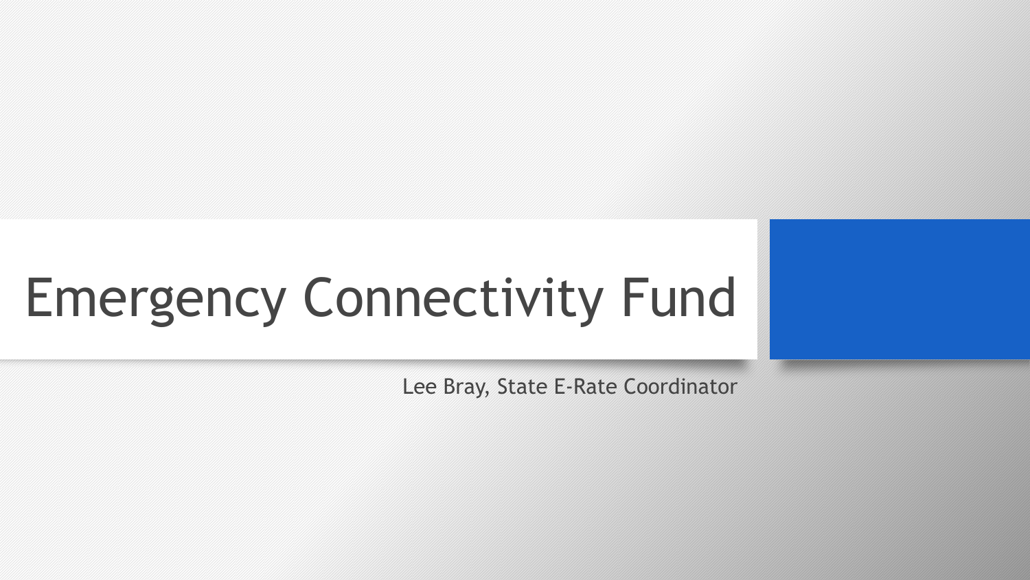# Emergency Connectivity Fund

Lee Bray, State E-Rate Coordinator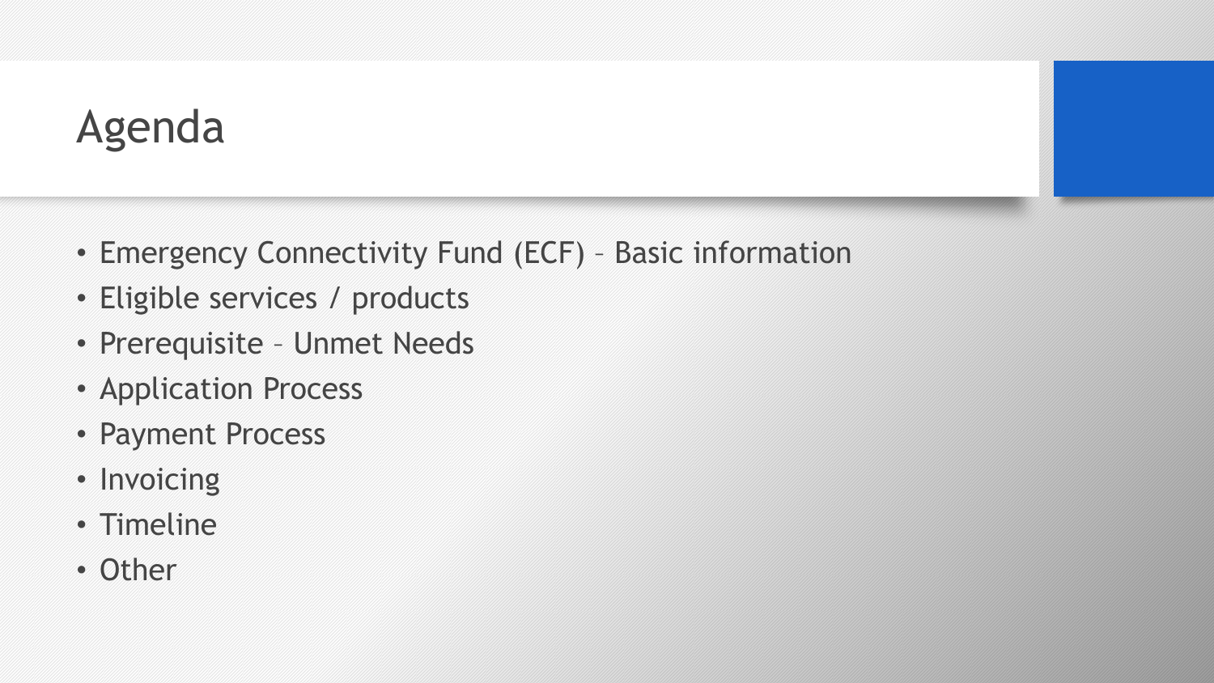# Agenda

- Emergency Connectivity Fund (ECF) – Basic information
- Eligible services / products
- Prerequisite – Unmet Needs
- Application Process
- Payment Process
- Invoicing
- Timeline
- Other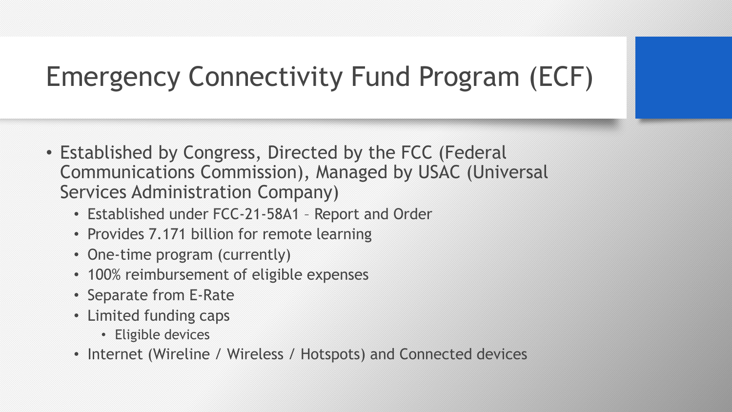# Emergency Connectivity Fund Program (ECF)

- Established by Congress, Directed by the FCC (Federal Communications Commission), Managed by USAC (Universal Services Administration Company)
  - Established under FCC-21-58A1 – Report and Order
  - Provides 7.171 billion for remote learning
  - One-time program (currently)
  - 100% reimbursement of eligible expenses
  - Separate from E-Rate
  - Limited funding caps
    - Eligible devices
  - Internet (Wireline / Wireless / Hotspots) and Connected devices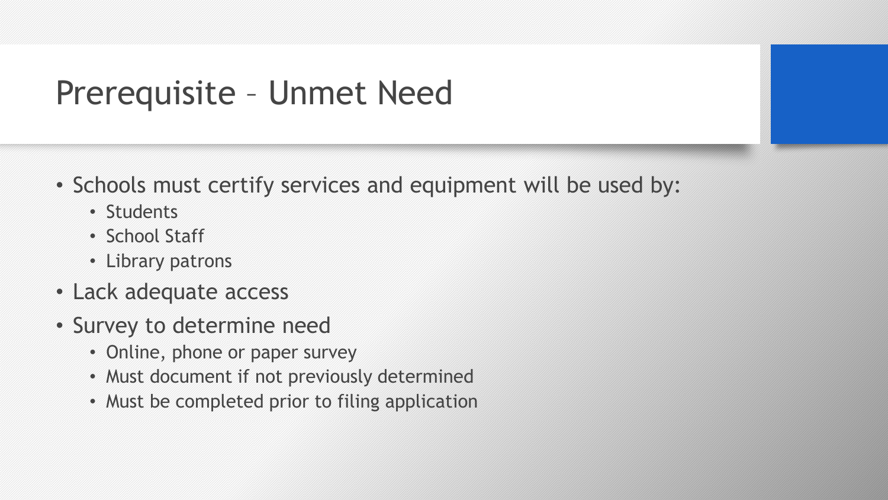# Prerequisite – Unmet Need

- Schools must certify services and equipment will be used by:
  - Students
  - School Staff
  - Library patrons
- Lack adequate access
- Survey to determine need
  - Online, phone or paper survey
  - Must document if not previously determined
  - Must be completed prior to filing application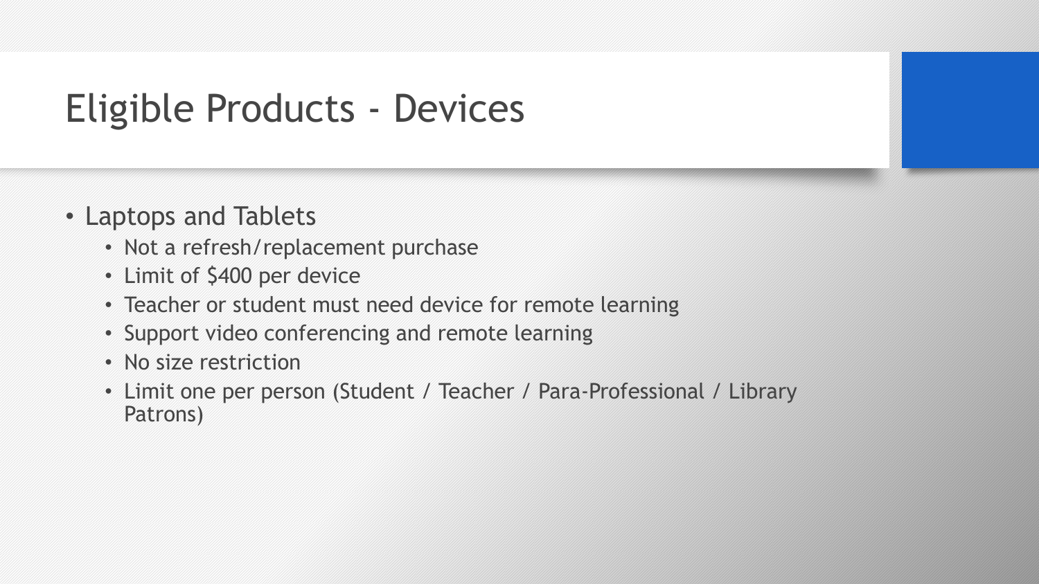# Eligible Products - Devices

- Laptops and Tablets
  - Not a refresh/replacement purchase
  - Limit of $400 per device
  - Teacher or student must need device for remote learning
  - Support video conferencing and remote learning
  - No size restriction
  - Limit one per person (Student / Teacher / Para-Professional / Library Patrons)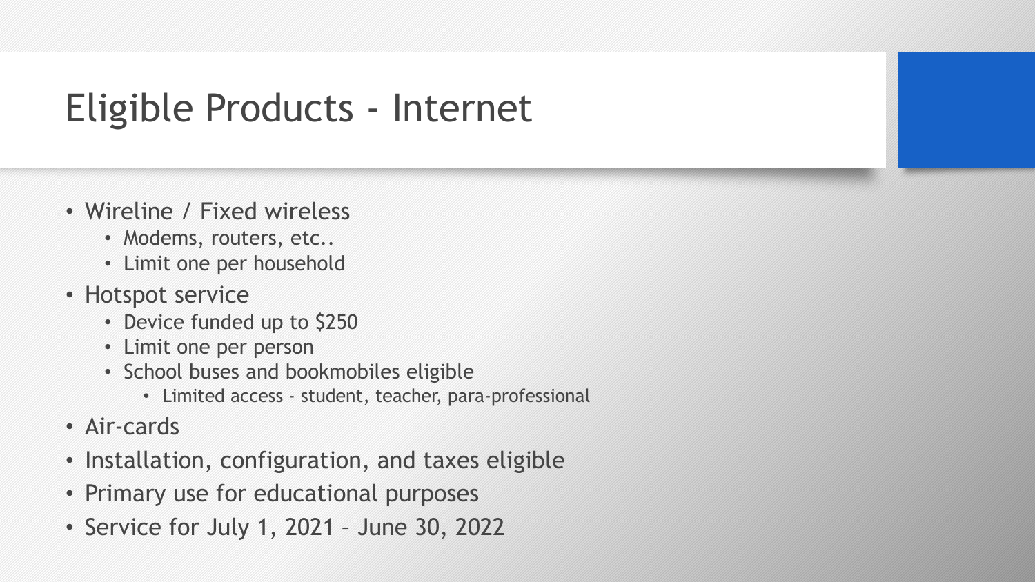# Eligible Products - Internet

- Wireline / Fixed wireless
  - Modems, routers, etc..
  - Limit one per household
- Hotspot service
  - Device funded up to $250
  - Limit one per person
  - School buses and bookmobiles eligible
    - Limited access - student, teacher, para-professional
- Air-cards
- Installation, configuration, and taxes eligible
- Primary use for educational purposes
- Service for July 1, 2021 – June 30, 2022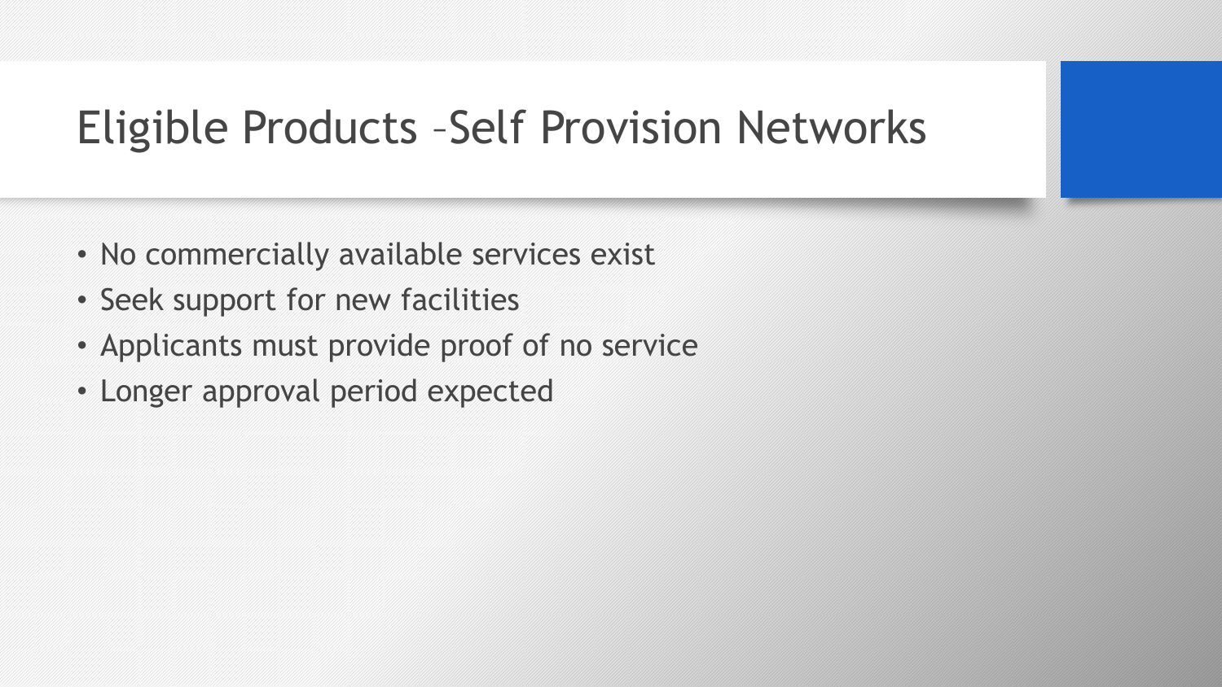# Eligible Products –Self Provision Networks

- No commercially available services exist
- Seek support for new facilities
- Applicants must provide proof of no service
- Longer approval period expected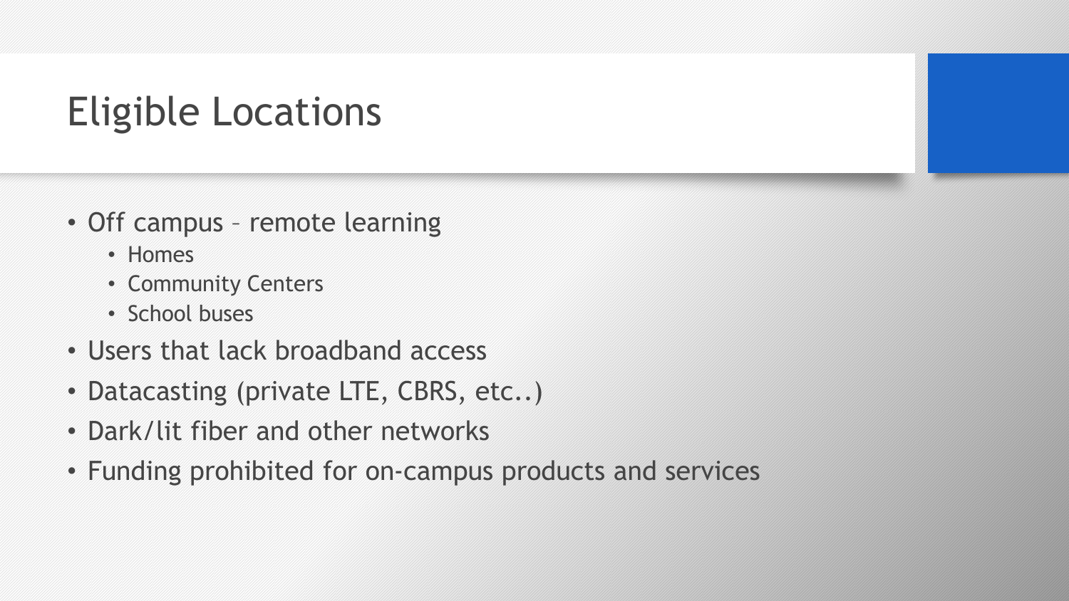# Eligible Locations

- Off campus – remote learning
  - Homes
  - Community Centers
  - School buses
- Users that lack broadband access
- Datacasting (private LTE, CBRS, etc..)
- Dark/lit fiber and other networks
- Funding prohibited for on-campus products and services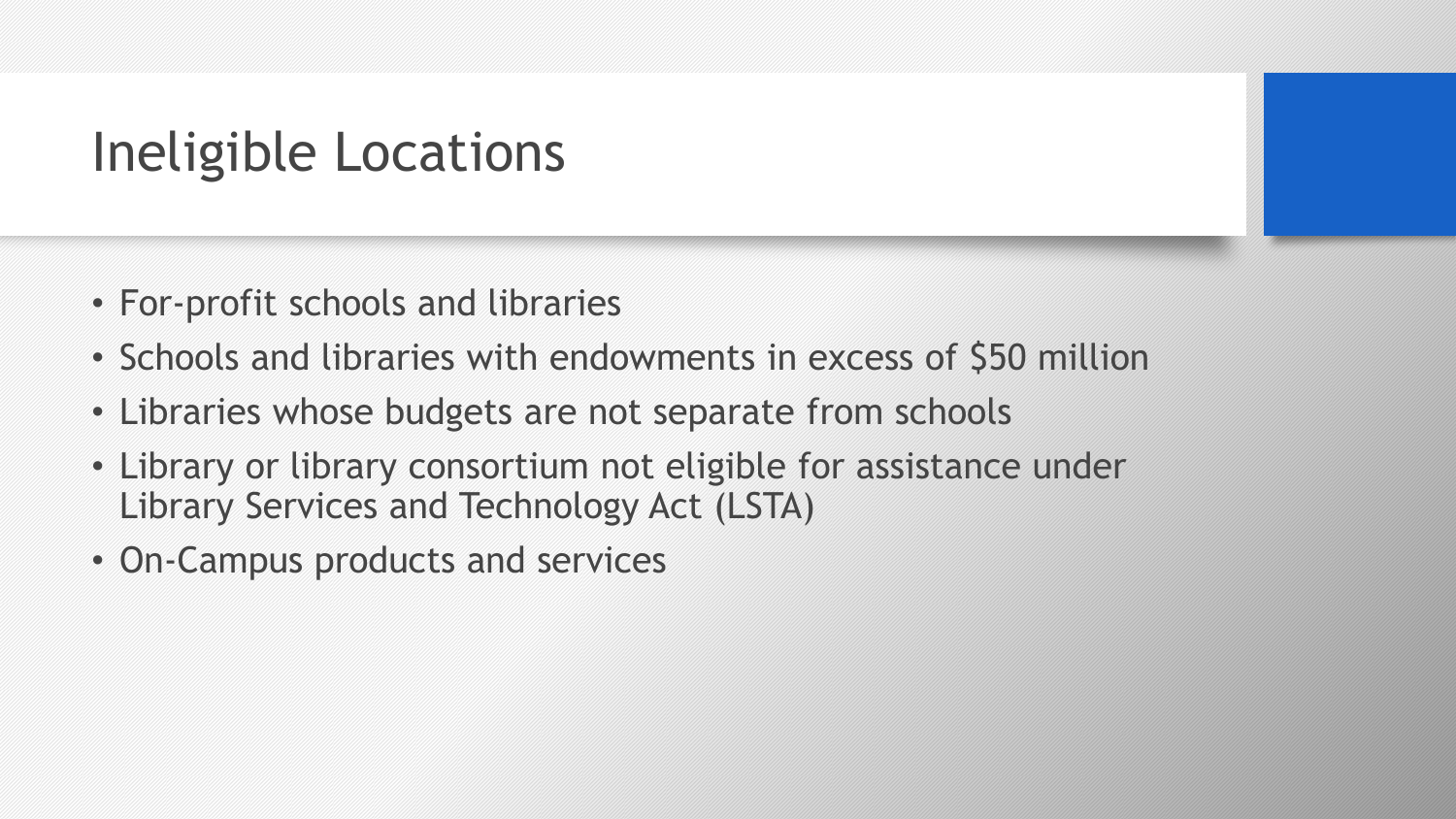# Ineligible Locations

- For-profit schools and libraries
- Schools and libraries with endowments in excess of $50 million
- Libraries whose budgets are not separate from schools
- Library or library consortium not eligible for assistance under Library Services and Technology Act (LSTA)
- On-Campus products and services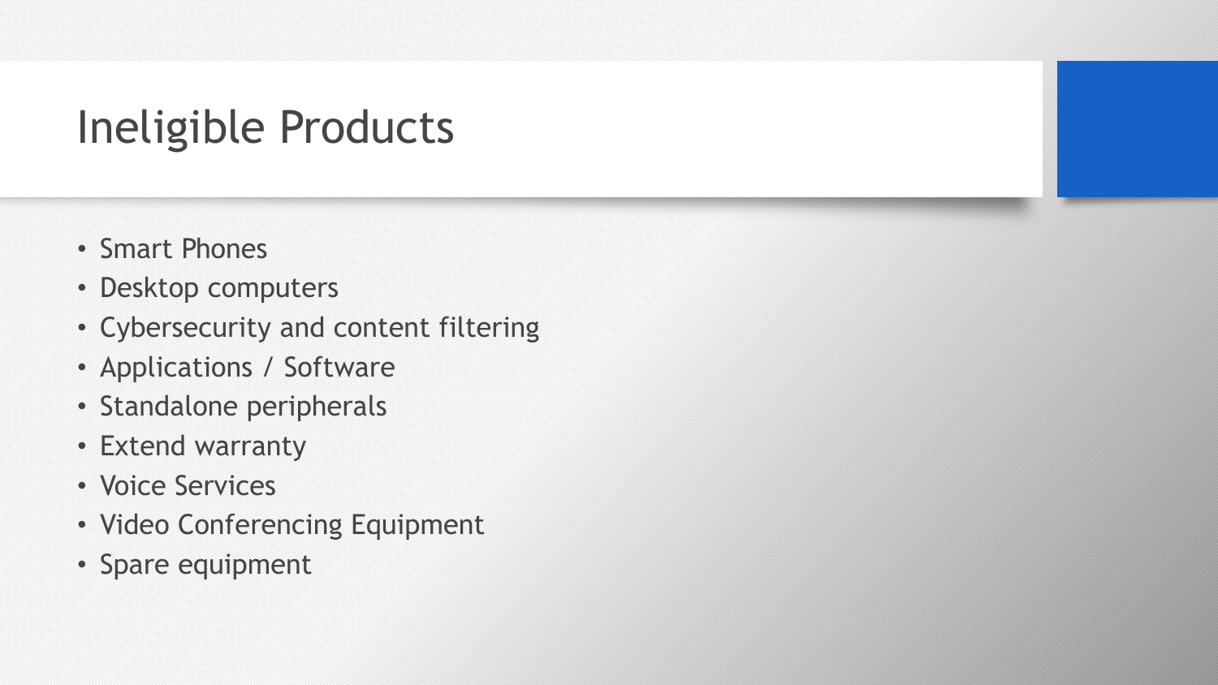# Ineligible Products

- Smart Phones
- Desktop computers
- Cybersecurity and content filtering
- Applications / Software
- Standalone peripherals
- Extend warranty
- Voice Services
- Video Conferencing Equipment
- Spare equipment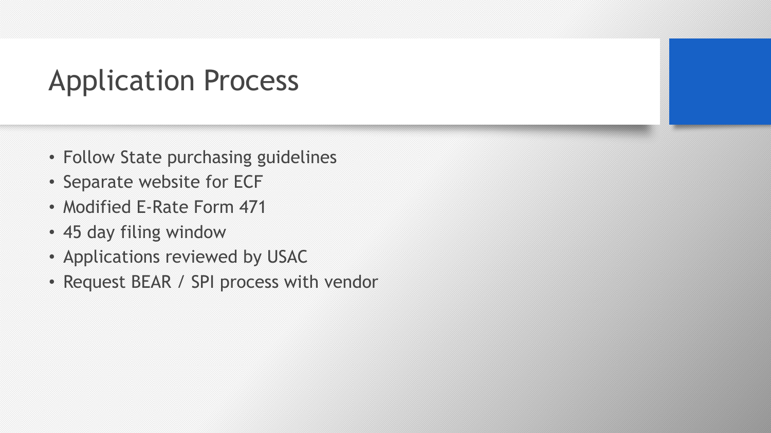# Application Process

- Follow State purchasing guidelines
- Separate website for ECF
- Modified E-Rate Form 471
- 45 day filing window
- Applications reviewed by USAC
- Request BEAR / SPI process with vendor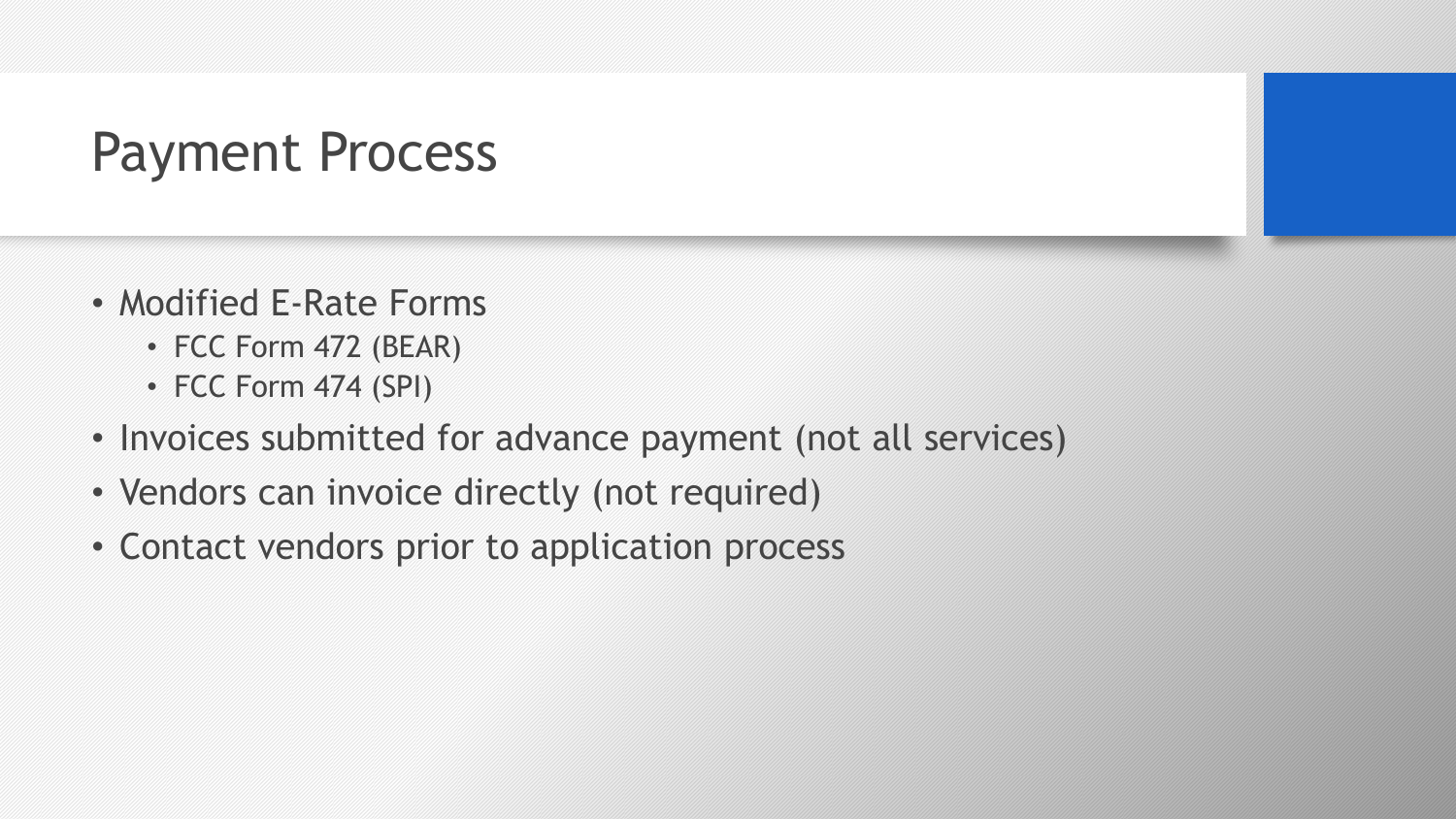# Payment Process

- Modified E-Rate Forms
  - FCC Form 472 (BEAR)
  - FCC Form 474 (SPI)
- Invoices submitted for advance payment (not all services)
- Vendors can invoice directly (not required)
- Contact vendors prior to application process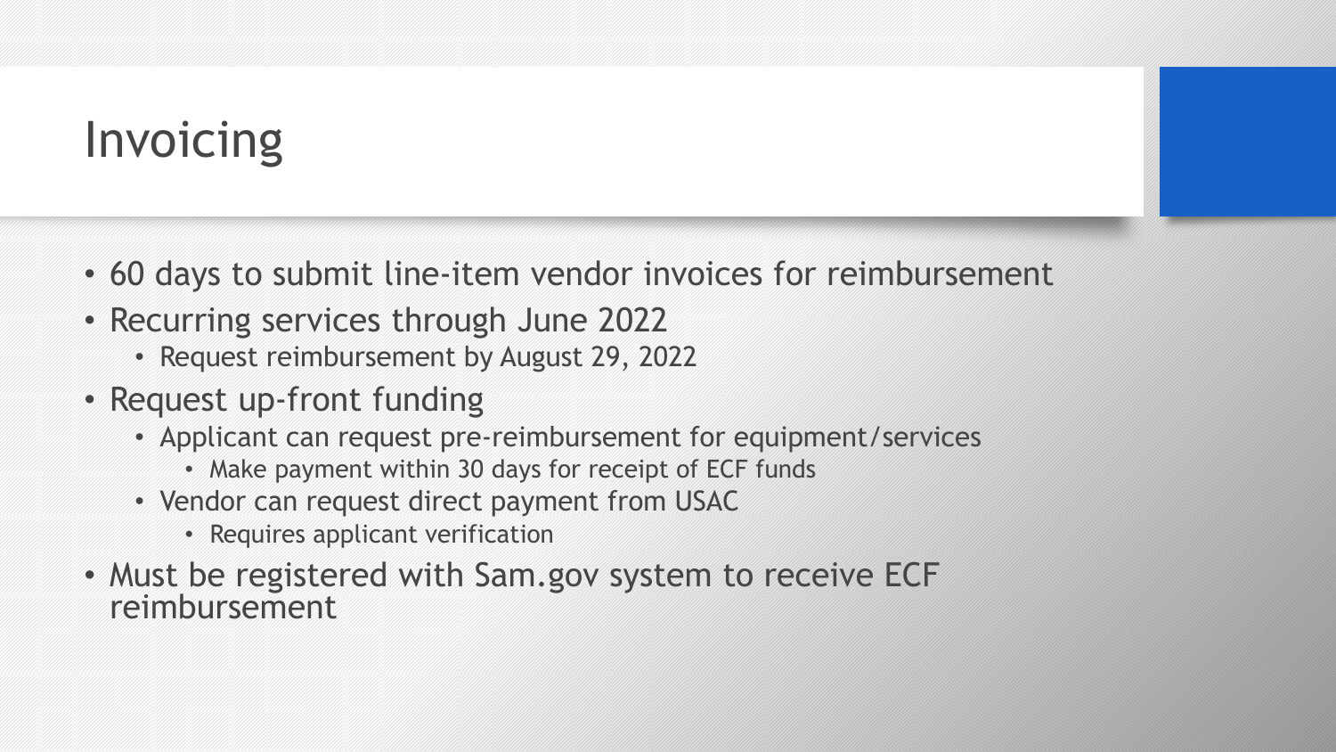# Invoicing

- 60 days to submit line-item vendor invoices for reimbursement
- Recurring services through June 2022
  - Request reimbursement by August 29, 2022
- Request up-front funding
  - Applicant can request pre-reimbursement for equipment/services
    - Make payment within 30 days for receipt of ECF funds
  - Vendor can request direct payment from USAC
    - Requires applicant verification
- Must be registered with Sam.gov system to receive ECF reimbursement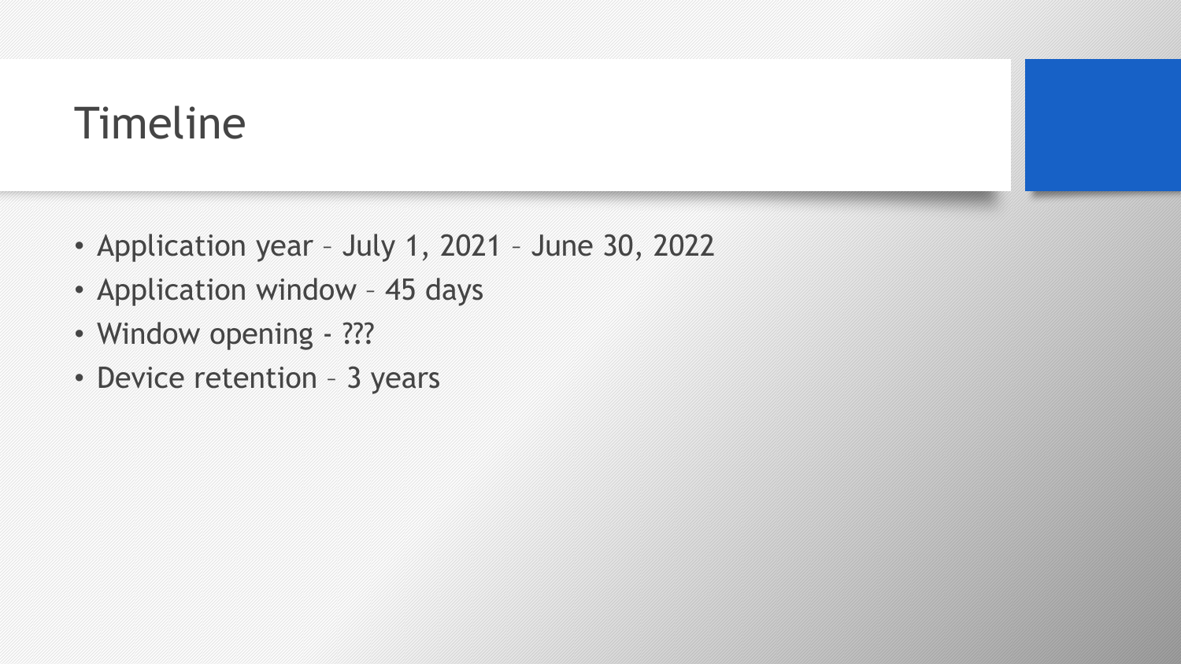# Timeline

- Application year – July 1, 2021 – June 30, 2022
- Application window – 45 days
- Window opening - ???
- Device retention – 3 years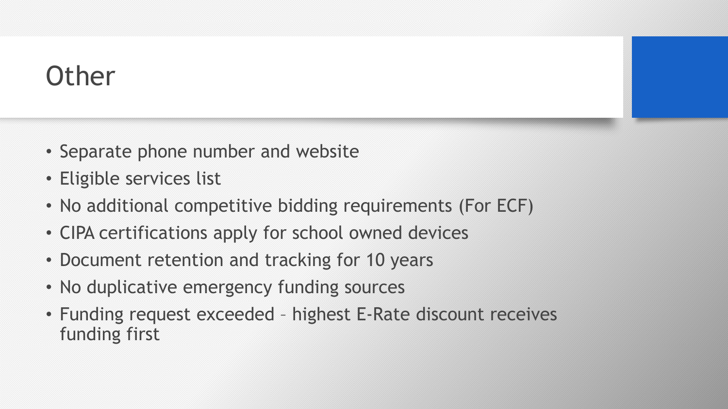# Other

- Separate phone number and website
- Eligible services list
- No additional competitive bidding requirements (For ECF)
- CIPA certifications apply for school owned devices
- Document retention and tracking for 10 years
- No duplicative emergency funding sources
- Funding request exceeded – highest E-Rate discount receives funding first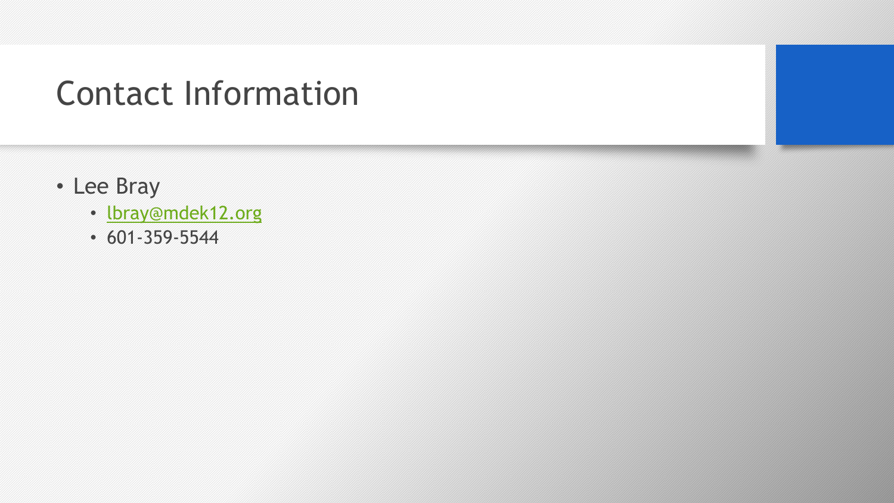# Contact Information

- Lee Bray
  - lbray@mdek12.org
  - 601-359-5544